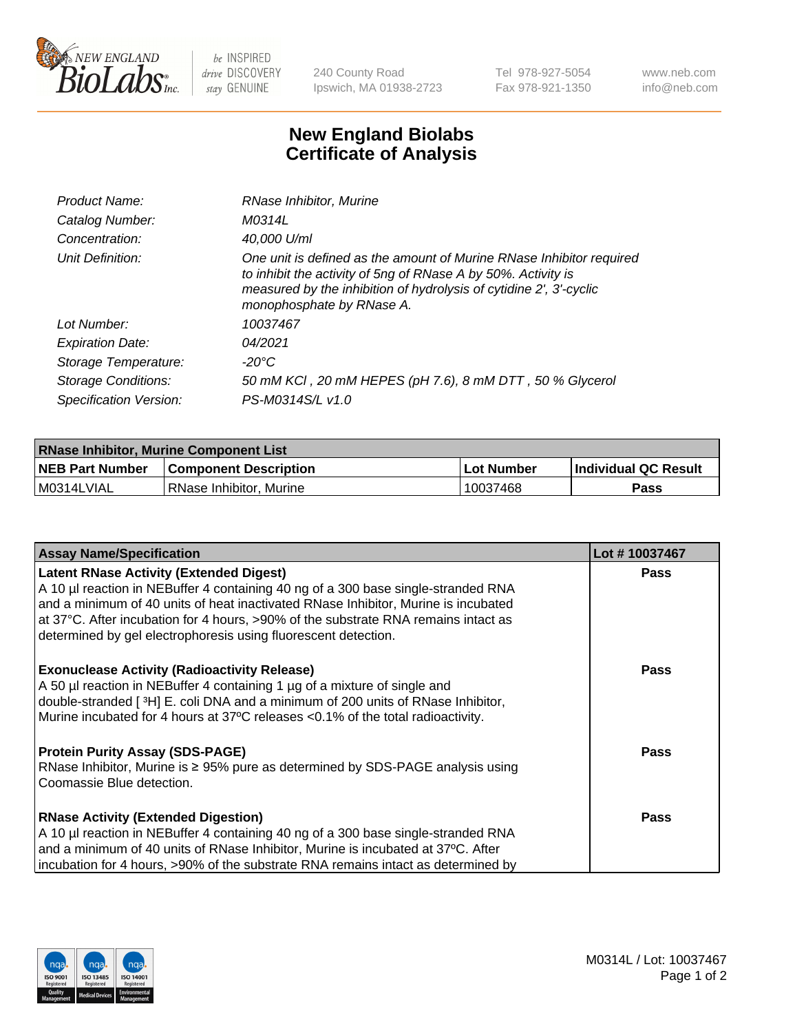New England BioLabs Inc. — be INSPIRED drive DISCOVERY stay GENUINE

240 County Road
Ipswich, MA 01938-2723

Tel 978-927-5054
Fax 978-921-1350

www.neb.com
info@neb.com

# New England Biolabs
# Certificate of Analysis

| | |
|---|---|
| *Product Name:* | *RNase Inhibitor, Murine* |
| *Catalog Number:* | *M0314L* |
| *Concentration:* | *40,000 U/ml* |
| *Unit Definition:* | *One unit is defined as the amount of Murine RNase Inhibitor required to inhibit the activity of 5ng of RNase A by 50%. Activity is measured by the inhibition of hydrolysis of cytidine 2', 3'-cyclic monophosphate by RNase A.* |
| *Lot Number:* | *10037467* |
| *Expiration Date:* | *04/2021* |
| *Storage Temperature:* | *-20°C* |
| *Storage Conditions:* | *50 mM KCl , 20 mM HEPES (pH 7.6), 8 mM DTT , 50 % Glycerol* |
| *Specification Version:* | *PS-M0314S/L v1.0* |

| RNase Inhibitor, Murine Component List | | | |
|---|---|---|---|
| **NEB Part Number** | **Component Description** | **Lot Number** | **Individual QC Result** |
| M0314LVIAL | RNase Inhibitor, Murine | 10037468 | **Pass** |

| Assay Name/Specification | Lot # 10037467 |
|---|---|
| **Latent RNase Activity (Extended Digest)**<br>A 10 µl reaction in NEBuffer 4 containing 40 ng of a 300 base single-stranded RNA and a minimum of 40 units of heat inactivated RNase Inhibitor, Murine is incubated at 37°C. After incubation for 4 hours, >90% of the substrate RNA remains intact as determined by gel electrophoresis using fluorescent detection. | **Pass** |
| **Exonuclease Activity (Radioactivity Release)**<br>A 50 µl reaction in NEBuffer 4 containing 1 µg of a mixture of single and double-stranded [ $^3$H] E. coli DNA and a minimum of 200 units of RNase Inhibitor, Murine incubated for 4 hours at 37ºC releases <0.1% of the total radioactivity. | **Pass** |
| **Protein Purity Assay (SDS-PAGE)**<br>RNase Inhibitor, Murine is ≥ 95% pure as determined by SDS-PAGE analysis using Coomassie Blue detection. | **Pass** |
| **RNase Activity (Extended Digestion)**<br>A 10 µl reaction in NEBuffer 4 containing 40 ng of a 300 base single-stranded RNA and a minimum of 40 units of RNase Inhibitor, Murine is incubated at 37ºC. After incubation for 4 hours, >90% of the substrate RNA remains intact as determined by | **Pass** |

M0314L / Lot: 10037467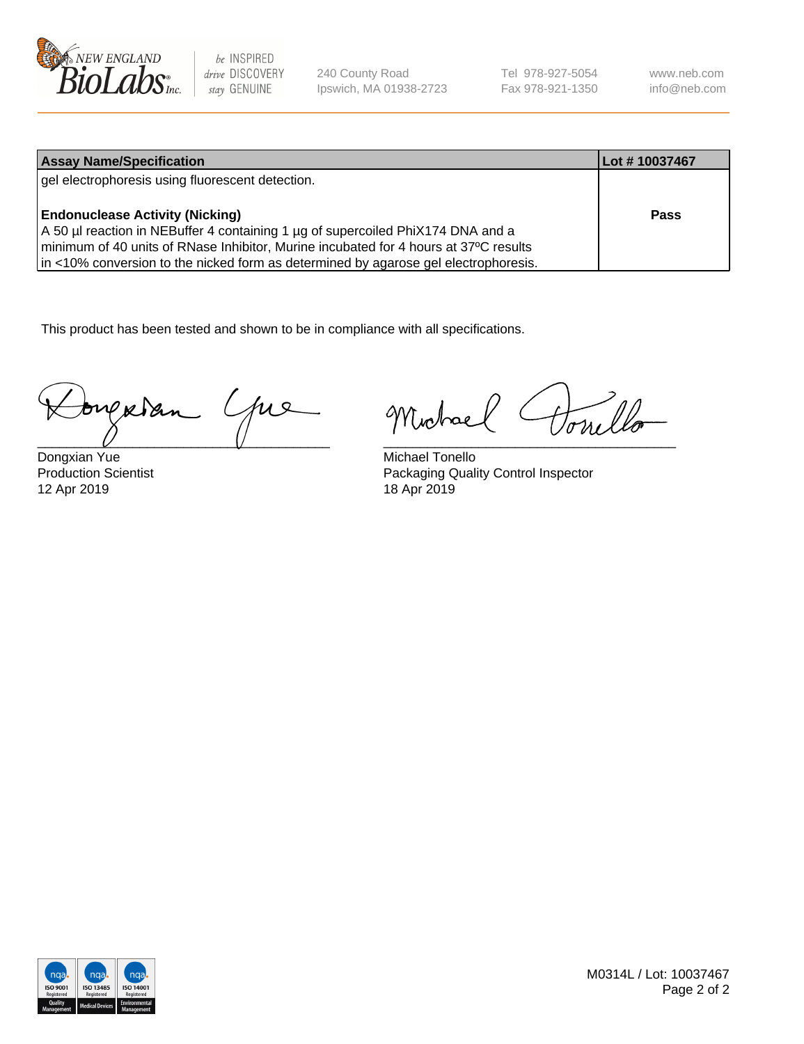New England BioLabs Inc.

be INSPIRED
drive DISCOVERY
stay GENUINE

240 County Road
Ipswich, MA 01938-2723

Tel 978-927-5054
Fax 978-921-1350

www.neb.com
info@neb.com

| Assay Name/Specification | Lot # 10037467 |
|---|---|
| gel electrophoresis using fluorescent detection. | |
| **Endonuclease Activity (Nicking)**<br>A 50 µl reaction in NEBuffer 4 containing 1 µg of supercoiled PhiX174 DNA and a minimum of 40 units of RNase Inhibitor, Murine incubated for 4 hours at 37ºC results in <10% conversion to the nicked form as determined by agarose gel electrophoresis. | **Pass** |

This product has been tested and shown to be in compliance with all specifications.

Dongxian Yue
Production Scientist
12 Apr 2019

Michael Tonello
Packaging Quality Control Inspector
18 Apr 2019

ISO 9001 Registered Quality Management
ISO 13485 Registered Medical Devices
ISO 14001 Registered Environmental Management

M0314L / Lot: 10037467